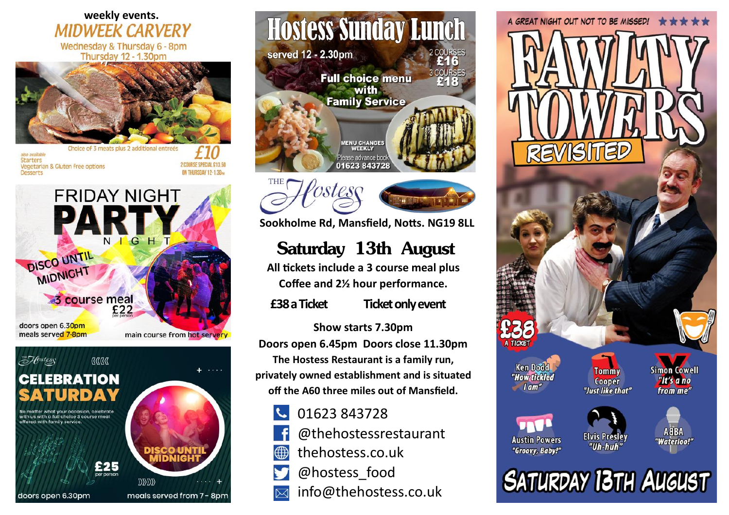weekly events.

# MIDWEEK CARVERY

Wednesday & Thursday 6 - 8pm
Thursday 12 - 1.30pm

Choice of 3 meats plus 2 additional entrées

also available
Starters
Vegetarian & Gluten free options
Desserts

£10

2 COURSE SPECIAL £13.50 ON THURSDAY 12-1.30PM

# FRIDAY NIGHT PARTY NIGHT

DISCO UNTIL MIDNIGHT

3 course meal £22 per person

doors open 6.30pm
meals served 7-8pm

main course from hot servery

# CELEBRATION SATURDAY

No matter what your occasion, celebrate with us with a full choice 3 course meal offered with family service.

DISCO UNTIL MIDNIGHT

£25 per person

doors open 6.30pm

meals served from 7 - 8pm

# Hostess Sunday Lunch

served 12 - 2.30pm

2 COURSES £16
3 COURSES £18

Full choice menu with Family Service

MENU CHANGES WEEKLY

Please advance book 01623 843728

THE Hostess

Sookholme Rd, Mansfield, Notts. NG19 8LL

## Saturday 13th August

**All tickets include a 3 course meal plus Coffee and 2½ hour performance.**

**£38 a Ticket** **Ticket only event**

**Show starts 7.30pm**

**Doors open 6.45pm Doors close 11.30pm**

**The Hostess Restaurant is a family run, privately owned establishment and is situated off the A60 three miles out of Mansfield.**

- 01623 843728
- @thehostessrestaurant
- thehostess.co.uk
- @hostess_food
- info@thehostess.co.uk

A GREAT NIGHT OUT NOT TO BE MISSED! ★★★★★

# FAWLTY TOWERS REVISITED

£38 A TICKET

Ken Dodd "How tickled I am"

Tommy Cooper "Just like that"

Simon Cowell "It's a no from me"

Austin Powers "Groovy, Baby!"

Elvis Presley "Uh-huh"

ABBA "Waterloo!"

SATURDAY 13TH AUGUST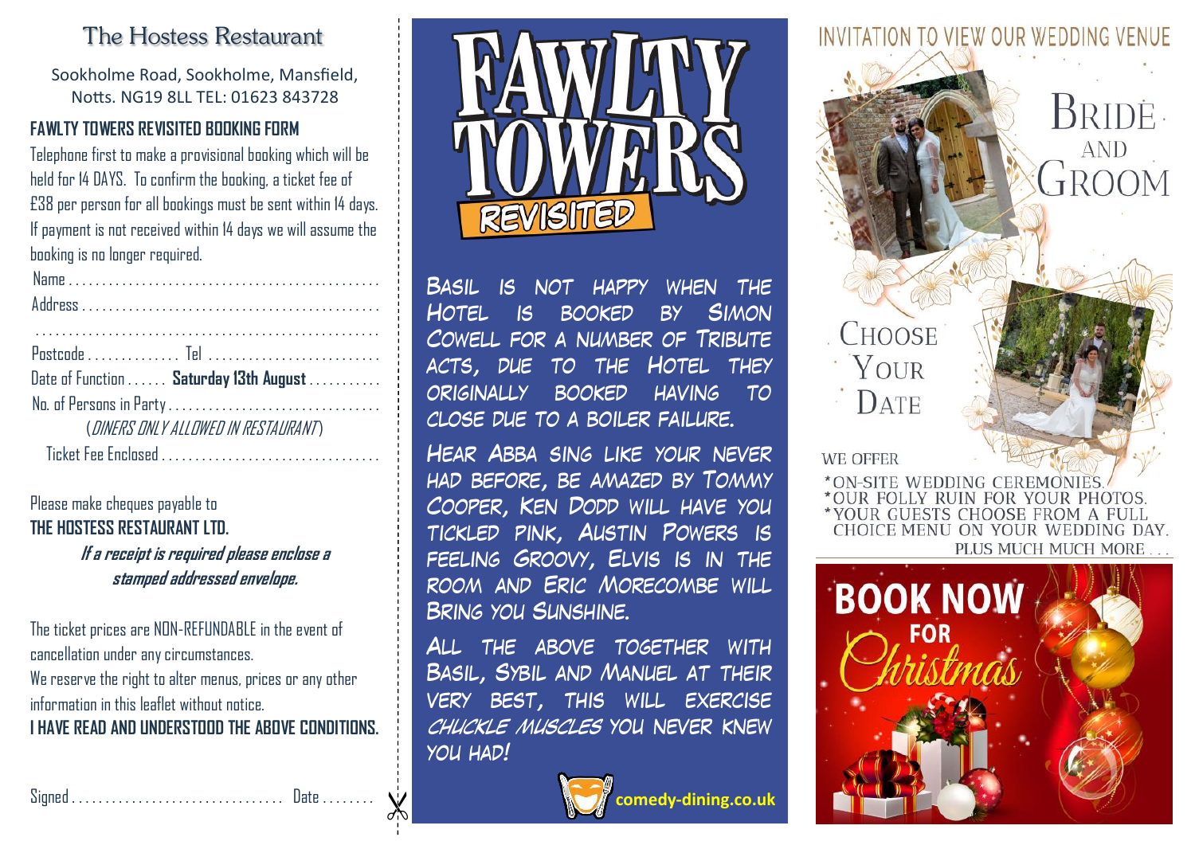## The Hostess Restaurant

Sookholme Road, Sookholme, Mansfield, Notts. NG19 8LL TEL: 01623 843728

### FAWLTY TOWERS REVISITED BOOKING FORM

Telephone first to make a provisional booking which will be held for 14 DAYS. To confirm the booking, a ticket fee of £38 per person for all bookings must be sent within 14 days. If payment is not received within 14 days we will assume the booking is no longer required.

Name . . . . . . . . . . . . . . . . . . . . . . . . . . . . . . . . . . . . . . . . . . . . . . .

Address . . . . . . . . . . . . . . . . . . . . . . . . . . . . . . . . . . . . . . . . . . . . .

. . . . . . . . . . . . . . . . . . . . . . . . . . . . . . . . . . . . . . . . . . . . . . . . . . .

Postcode . . . . . . . . . . . . . . Tel . . . . . . . . . . . . . . . . . . . . . . . . . .

Date of Function . . . . . . **Saturday 13th August** . . . . . . . . . . .

No. of Persons in Party . . . . . . . . . . . . . . . . . . . . . . . . . . . . . . .

(*DINERS ONLY ALLOWED IN RESTAURANT*)

Ticket Fee Enclosed . . . . . . . . . . . . . . . . . . . . . . . . . . . . . . . .

Please make cheques payable to
**THE HOSTESS RESTAURANT LTD.**

***If a receipt is required please enclose a stamped addressed envelope.***

The ticket prices are NON-REFUNDABLE in the event of cancellation under any circumstances.
We reserve the right to alter menus, prices or any other information in this leaflet without notice.

**I HAVE READ AND UNDERSTOOD THE ABOVE CONDITIONS.**

Signed . . . . . . . . . . . . . . . . . . . . . . . . . . . . . . . Date . . . . . . . .

# FAWLTY TOWERS REVISITED

Basil is not happy when the Hotel is booked by Simon Cowell for a number of Tribute acts, due to the Hotel they originally booked having to close due to a boiler failure.

Hear Abba sing like your never had before, be amazed by Tommy Cooper, Ken Dodd will have you tickled pink, Austin Powers is feeling Groovy, Elvis is in the room and Eric Morecombe will bring you Sunshine.

All the above together with Basil, Sybil and Manuel at their very best, this will exercise *chuckle muscles* you never knew you had!

comedy-dining.co.uk

## INVITATION TO VIEW OUR WEDDING VENUE

Bride and Groom

Choose Your Date

WE OFFER
- ON-SITE WEDDING CEREMONIES.
- OUR FOLLY RUIN FOR YOUR PHOTOS.
- YOUR GUESTS CHOOSE FROM A FULL CHOICE MENU ON YOUR WEDDING DAY.

PLUS MUCH MUCH MORE . . .

**BOOK NOW FOR Christmas**